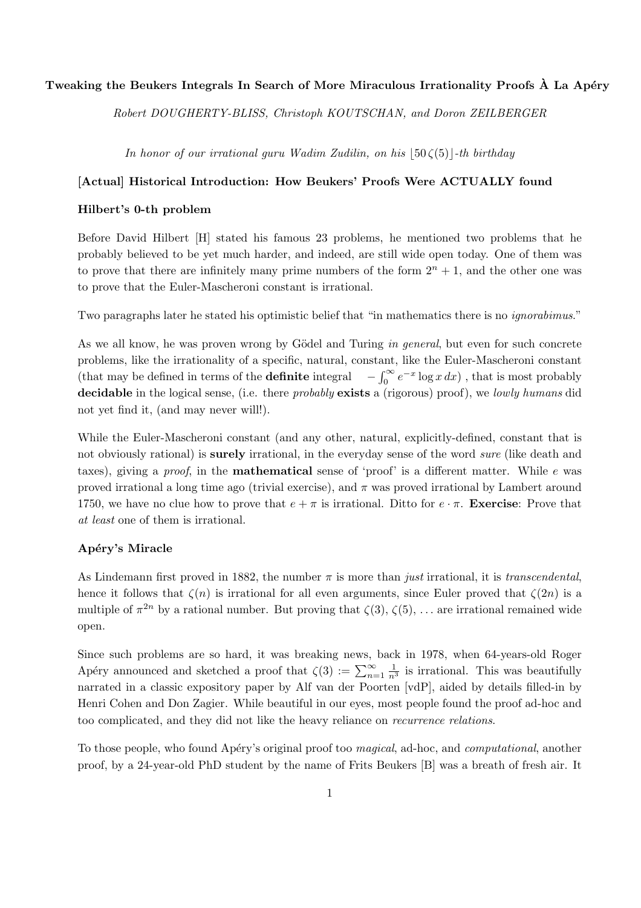# Tweaking the Beukers Integrals In Search of More Miraculous Irrationality Proofs À La Apéry

*Robert DOUGHERTY-BLISS, Christoph KOUTSCHAN, and Doron ZEILBERGER*

*In honor of our irrational guru Wadim Zudilin, on his $\lfloor 50\,\zeta(5) \rfloor$-th birthday*

## [Actual] Historical Introduction: How Beukers' Proofs Were ACTUALLY found

### Hilbert's 0-th problem

Before David Hilbert [H] stated his famous 23 problems, he mentioned two problems that he probably believed to be yet much harder, and indeed, are still wide open today. One of them was to prove that there are infinitely many prime numbers of the form $2^n + 1$, and the other one was to prove that the Euler-Mascheroni constant is irrational.

Two paragraphs later he stated his optimistic belief that "in mathematics there is no *ignorabimus*."

As we all know, he was proven wrong by Gödel and Turing *in general*, but even for such concrete problems, like the irrationality of a specific, natural, constant, like the Euler-Mascheroni constant (that may be defined in terms of the **definite** integral $\quad -\int_0^\infty e^{-x} \log x \, dx$) , that is most probably **decidable** in the logical sense, (i.e. there *probably* **exists** a (rigorous) proof), we *lowly humans* did not yet find it, (and may never will!).

While the Euler-Mascheroni constant (and any other, natural, explicitly-defined, constant that is not obviously rational) is **surely** irrational, in the everyday sense of the word *sure* (like death and taxes), giving a *proof*, in the **mathematical** sense of 'proof' is a different matter. While $e$ was proved irrational a long time ago (trivial exercise), and $\pi$ was proved irrational by Lambert around 1750, we have no clue how to prove that $e + \pi$ is irrational. Ditto for $e \cdot \pi$. **Exercise**: Prove that *at least* one of them is irrational.

### Apéry's Miracle

As Lindemann first proved in 1882, the number $\pi$ is more than *just* irrational, it is *transcendental*, hence it follows that $\zeta(n)$ is irrational for all even arguments, since Euler proved that $\zeta(2n)$ is a multiple of $\pi^{2n}$ by a rational number. But proving that $\zeta(3)$, $\zeta(5)$, ... are irrational remained wide open.

Since such problems are so hard, it was breaking news, back in 1978, when 64-years-old Roger Apéry announced and sketched a proof that $\zeta(3) := \sum_{n=1}^{\infty} \frac{1}{n^3}$ is irrational. This was beautifully narrated in a classic expository paper by Alf van der Poorten [vdP], aided by details filled-in by Henri Cohen and Don Zagier. While beautiful in our eyes, most people found the proof ad-hoc and too complicated, and they did not like the heavy reliance on *recurrence relations*.

To those people, who found Apéry's original proof too *magical*, ad-hoc, and *computational*, another proof, by a 24-year-old PhD student by the name of Frits Beukers [B] was a breath of fresh air. It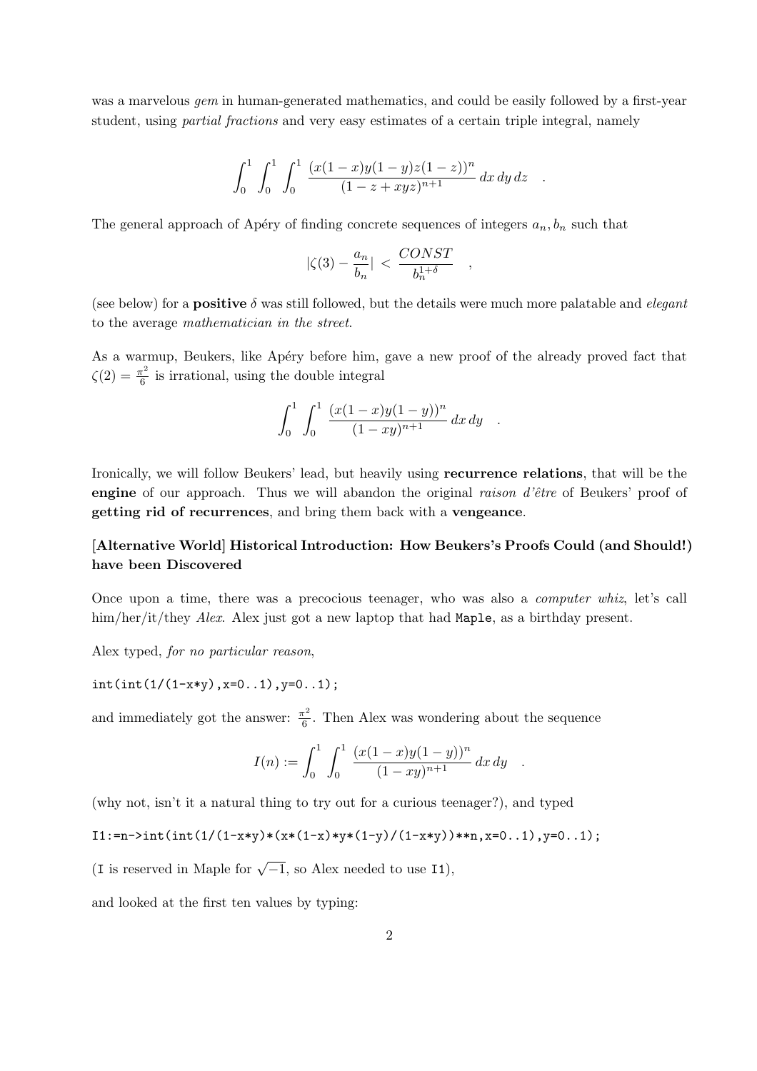was a marvelous *gem* in human-generated mathematics, and could be easily followed by a first-year student, using *partial fractions* and very easy estimates of a certain triple integral, namely

$$\int_0^1 \int_0^1 \int_0^1 \frac{(x(1-x)y(1-y)z(1-z))^n}{(1-z+xyz)^{n+1}}\, dx\, dy\, dz \quad .$$

The general approach of Apéry of finding concrete sequences of integers $a_n, b_n$ such that

$$|\zeta(3) - \frac{a_n}{b_n}| < \frac{CONST}{b_n^{1+\delta}} \quad ,$$

(see below) for a **positive** $\delta$ was still followed, but the details were much more palatable and *elegant* to the average *mathematician in the street*.

As a warmup, Beukers, like Apéry before him, gave a new proof of the already proved fact that $\zeta(2) = \frac{\pi^2}{6}$ is irrational, using the double integral

$$\int_0^1 \int_0^1 \frac{(x(1-x)y(1-y))^n}{(1-xy)^{n+1}}\, dx\, dy \quad .$$

Ironically, we will follow Beukers' lead, but heavily using **recurrence relations**, that will be the **engine** of our approach. Thus we will abandon the original *raison d'être* of Beukers' proof of **getting rid of recurrences**, and bring them back with a **vengeance**.

### [Alternative World] Historical Introduction: How Beukers's Proofs Could (and Should!) have been Discovered

Once upon a time, there was a precocious teenager, who was also a *computer whiz*, let's call him/her/it/they *Alex*. Alex just got a new laptop that had `Maple`, as a birthday present.

Alex typed, *for no particular reason*,

```
int(int(1/(1-x*y),x=0..1),y=0..1);
```

and immediately got the answer: $\frac{\pi^2}{6}$. Then Alex was wondering about the sequence

$$I(n) := \int_0^1 \int_0^1 \frac{(x(1-x)y(1-y))^n}{(1-xy)^{n+1}}\, dx\, dy \quad .$$

(why not, isn't it a natural thing to try out for a curious teenager?), and typed

```
I1:=n->int(int(1/(1-x*y)*(x*(1-x)*y*(1-y)/(1-x*y))**n,x=0..1),y=0..1);
```

(`I` is reserved in Maple for $\sqrt{-1}$, so Alex needed to use `I1`),

and looked at the first ten values by typing: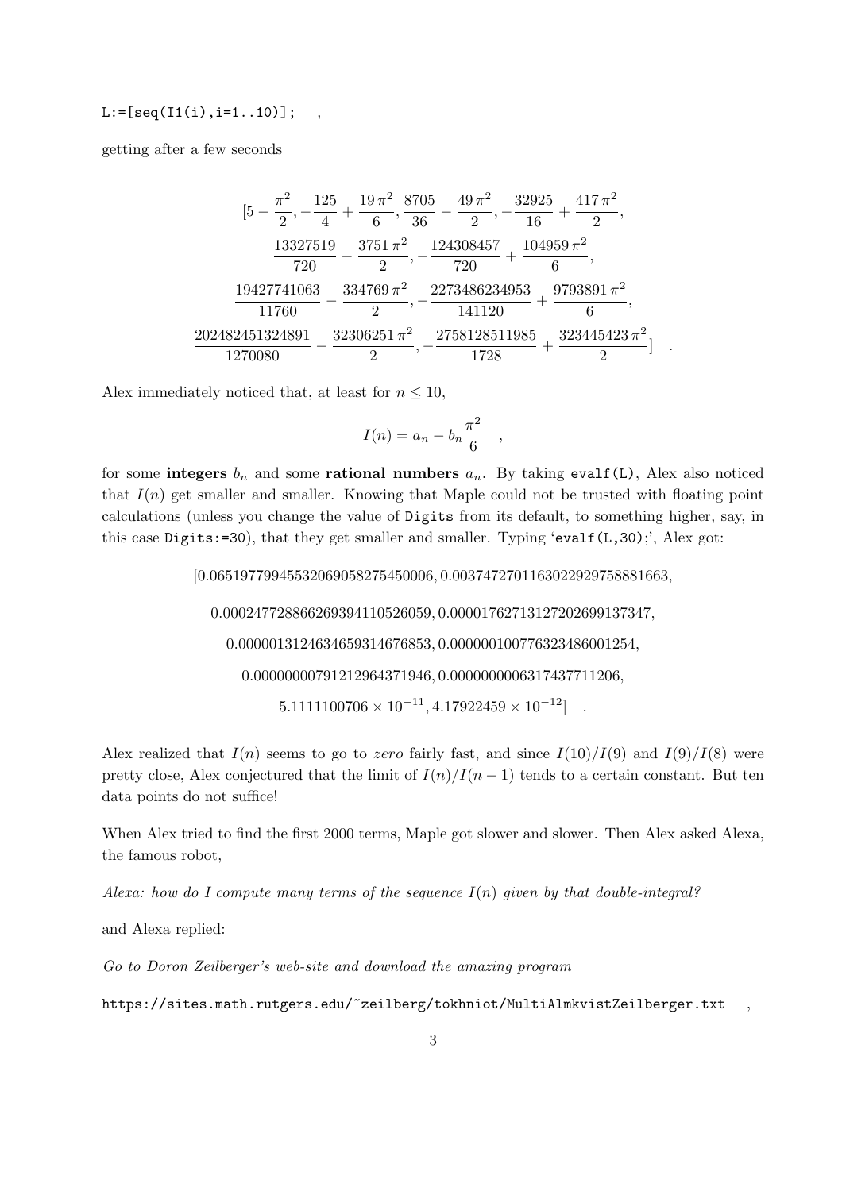```
L:=[seq(I1(i),i=1..10)];
```
,

getting after a few seconds

$$[5-\frac{\pi^2}{2}, -\frac{125}{4}+\frac{19\,\pi^2}{6}, \frac{8705}{36}-\frac{49\,\pi^2}{2}, -\frac{32925}{16}+\frac{417\,\pi^2}{2},$$
$$\frac{13327519}{720}-\frac{3751\,\pi^2}{2}, -\frac{124308457}{720}+\frac{104959\,\pi^2}{6},$$
$$\frac{19427741063}{11760}-\frac{334769\,\pi^2}{2}, -\frac{2273486234953}{141120}+\frac{9793891\,\pi^2}{6},$$
$$\frac{202482451324891}{1270080}-\frac{32306251\,\pi^2}{2}, -\frac{2758128511985}{1728}+\frac{323445423\,\pi^2}{2}] \quad .$$

Alex immediately noticed that, at least for $n \leq 10$,

$$I(n) = a_n - b_n \frac{\pi^2}{6} \quad ,$$

for some **integers** $b_n$ and some **rational numbers** $a_n$. By taking `evalf(L)`, Alex also noticed that $I(n)$ get smaller and smaller. Knowing that Maple could not be trusted with floating point calculations (unless you change the value of `Digits` from its default, to something higher, say, in this case `Digits:=30`), that they get smaller and smaller. Typing '`evalf(L,30);`', Alex got:

$$[0.065197799455320690582754500006, 0.0037472701163022929758881663,$$
$$0.00024772886626939411052605 9, 0.000017627131272026991373 47,$$
$$0.0000013124634659314676853, 0.000000100776323486001254,$$
$$0.0000000079121296437194 6, 0.00000000063174377112 06,$$
$$5.1111100706 \times 10^{-11}, 4.17922459 \times 10^{-12}] \quad .$$

Alex realized that $I(n)$ seems to go to *zero* fairly fast, and since $I(10)/I(9)$ and $I(9)/I(8)$ were pretty close, Alex conjectured that the limit of $I(n)/I(n-1)$ tends to a certain constant. But ten data points do not suffice!

When Alex tried to find the first 2000 terms, Maple got slower and slower. Then Alex asked Alexa, the famous robot,

*Alexa: how do I compute many terms of the sequence $I(n)$ given by that double-integral?*

and Alexa replied:

*Go to Doron Zeilberger's web-site and download the amazing program*

`https://sites.math.rutgers.edu/~zeilberg/tokhniot/MultiAlmkvistZeilberger.txt` ,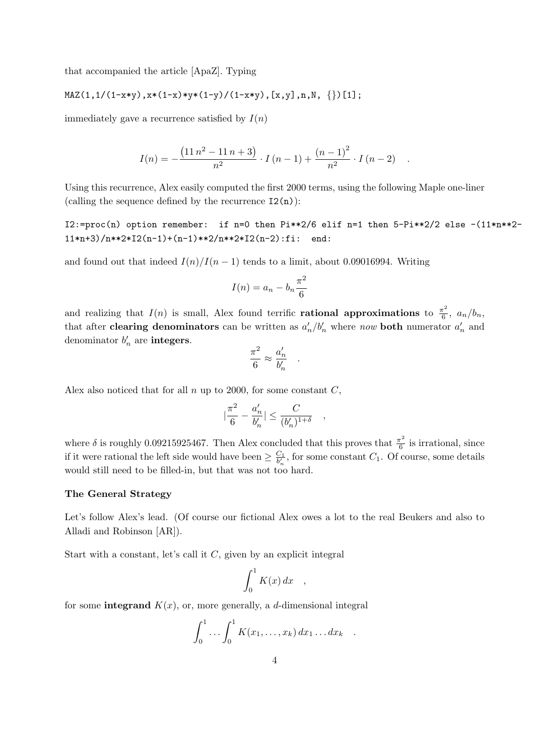that accompanied the article [ApaZ]. Typing

```
MAZ(1,1/(1-x*y),x*(1-x)*y*(1-y)/(1-x*y),[x,y],n,N, {})[1];
```

immediately gave a recurrence satisfied by $I(n)$

$$
I(n) = -\frac{\left(11\, n^2 - 11\, n + 3\right)}{n^2} \cdot I\left(n-1\right) + \frac{\left(n-1\right)^2}{n^2} \cdot I\left(n-2\right) \quad .
$$

Using this recurrence, Alex easily computed the first 2000 terms, using the following Maple one-liner (calling the sequence defined by the recurrence `I2(n)`):

```
I2:=proc(n) option remember:  if n=0 then Pi**2/6 elif n=1 then 5-Pi**2/2 else -(11*n**2-
11*n+3)/n**2*I2(n-1)+(n-1)**2/n**2*I2(n-2):fi:  end:
```

and found out that indeed $I(n)/I(n-1)$ tends to a limit, about 0.09016994. Writing

$$
I(n) = a_n - b_n \frac{\pi^2}{6}
$$

and realizing that $I(n)$ is small, Alex found terrific **rational approximations** to $\frac{\pi^2}{6}$, $a_n/b_n$, that after **clearing denominators** can be written as $a'_n/b'_n$ where *now* **both** numerator $a'_n$ and denominator $b'_n$ are **integers**.

$$
\frac{\pi^2}{6} \approx \frac{a'_n}{b'_n} \quad .
$$

Alex also noticed that for all $n$ up to 2000, for some constant $C$,

$$
|\frac{\pi^2}{6} - \frac{a'_n}{b'_n}| \leq \frac{C}{(b'_n)^{1+\delta}} \quad ,
$$

where $\delta$ is roughly 0.09215925467. Then Alex concluded that this proves that $\frac{\pi^2}{6}$ is irrational, since if it were rational the left side would have been $\geq \frac{C_1}{b'_n}$, for some constant $C_1$. Of course, some details would still need to be filled-in, but that was not too hard.

### The General Strategy

Let's follow Alex's lead. (Of course our fictional Alex owes a lot to the real Beukers and also to Alladi and Robinson [AR]).

Start with a constant, let's call it $C$, given by an explicit integral

$$
\int_0^1 K(x)\, dx \quad ,
$$

for some **integrand** $K(x)$, or, more generally, a $d$-dimensional integral

$$
\int_0^1 \dots \int_0^1 K(x_1, \dots, x_k)\, dx_1 \dots dx_k \quad .
$$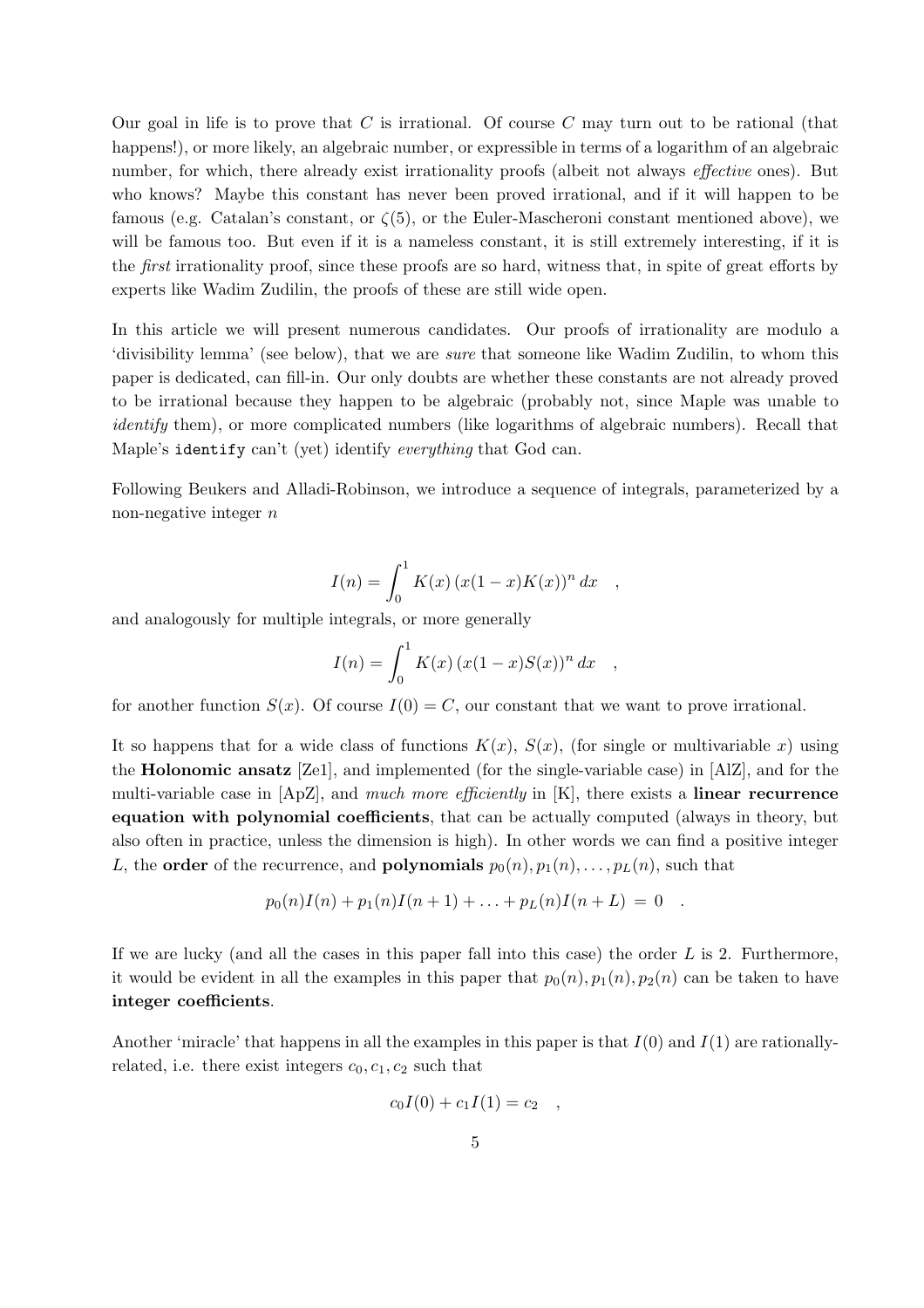Our goal in life is to prove that $C$ is irrational. Of course $C$ may turn out to be rational (that happens!), or more likely, an algebraic number, or expressible in terms of a logarithm of an algebraic number, for which, there already exist irrationality proofs (albeit not always *effective* ones). But who knows? Maybe this constant has never been proved irrational, and if it will happen to be famous (e.g. Catalan's constant, or $\zeta(5)$, or the Euler-Mascheroni constant mentioned above), we will be famous too. But even if it is a nameless constant, it is still extremely interesting, if it is the *first* irrationality proof, since these proofs are so hard, witness that, in spite of great efforts by experts like Wadim Zudilin, the proofs of these are still wide open.

In this article we will present numerous candidates. Our proofs of irrationality are modulo a 'divisibility lemma' (see below), that we are *sure* that someone like Wadim Zudilin, to whom this paper is dedicated, can fill-in. Our only doubts are whether these constants are not already proved to be irrational because they happen to be algebraic (probably not, since Maple was unable to *identify* them), or more complicated numbers (like logarithms of algebraic numbers). Recall that Maple's `identify` can't (yet) identify *everything* that God can.

Following Beukers and Alladi-Robinson, we introduce a sequence of integrals, parameterized by a non-negative integer $n$

$$I(n) = \int_0^1 K(x)\,(x(1-x)K(x))^n\,dx \quad ,$$

and analogously for multiple integrals, or more generally

$$I(n) = \int_0^1 K(x)\,(x(1-x)S(x))^n\,dx \quad ,$$

for another function $S(x)$. Of course $I(0) = C$, our constant that we want to prove irrational.

It so happens that for a wide class of functions $K(x)$, $S(x)$, (for single or multivariable $x$) using the **Holonomic ansatz** [Ze1], and implemented (for the single-variable case) in [AlZ], and for the multi-variable case in [ApZ], and *much more efficiently* in [K], there exists a **linear recurrence equation with polynomial coefficients**, that can be actually computed (always in theory, but also often in practice, unless the dimension is high). In other words we can find a positive integer $L$, the **order** of the recurrence, and **polynomials** $p_0(n), p_1(n), \ldots, p_L(n)$, such that

$$p_0(n)I(n) + p_1(n)I(n+1) + \ldots + p_L(n)I(n+L) \;=\; 0 \quad .$$

If we are lucky (and all the cases in this paper fall into this case) the order $L$ is 2. Furthermore, it would be evident in all the examples in this paper that $p_0(n), p_1(n), p_2(n)$ can be taken to have **integer coefficients**.

Another 'miracle' that happens in all the examples in this paper is that $I(0)$ and $I(1)$ are rationally-related, i.e. there exist integers $c_0, c_1, c_2$ such that

$$c_0 I(0) + c_1 I(1) = c_2 \quad ,$$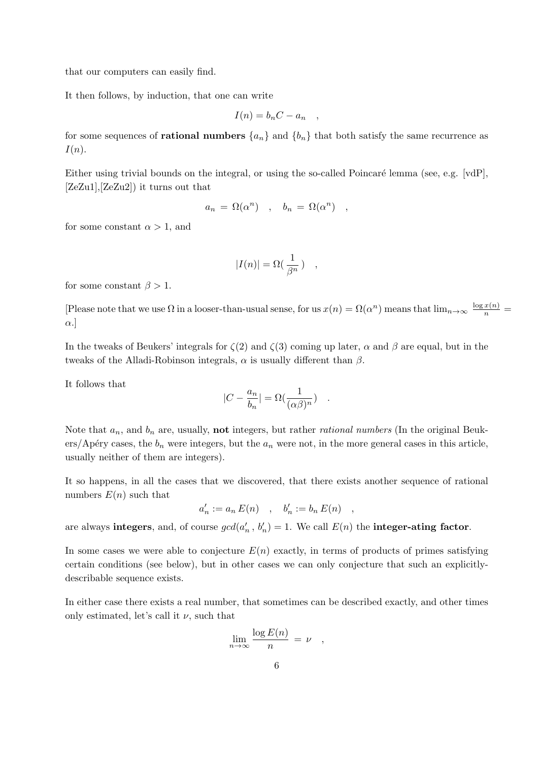that our computers can easily find.

It then follows, by induction, that one can write

$$I(n) = b_n C - a_n \quad ,$$

for some sequences of **rational numbers** $\{a_n\}$ and $\{b_n\}$ that both satisfy the same recurrence as $I(n)$.

Either using trivial bounds on the integral, or using the so-called Poincaré lemma (see, e.g. [vdP], [ZeZu1],[ZeZu2]) it turns out that

$$a_n \,=\, \Omega(\alpha^n) \quad , \quad b_n \,=\, \Omega(\alpha^n) \quad ,$$

for some constant $\alpha > 1$, and

$$|I(n)| = \Omega(\frac{1}{\beta^n}) \quad ,$$

for some constant $\beta > 1$.

[Please note that we use $\Omega$ in a looser-than-usual sense, for us $x(n) = \Omega(\alpha^n)$ means that $\lim_{n\to\infty} \frac{\log x(n)}{n} = \alpha$.]

In the tweaks of Beukers' integrals for $\zeta(2)$ and $\zeta(3)$ coming up later, $\alpha$ and $\beta$ are equal, but in the tweaks of the Alladi-Robinson integrals, $\alpha$ is usually different than $\beta$.

It follows that

$$|C - \frac{a_n}{b_n}| = \Omega(\frac{1}{(\alpha\beta)^n}) \quad .$$

Note that $a_n$, and $b_n$ are, usually, **not** integers, but rather *rational numbers* (In the original Beukers/Apéry cases, the $b_n$ were integers, but the $a_n$ were not, in the more general cases in this article, usually neither of them are integers).

It so happens, in all the cases that we discovered, that there exists another sequence of rational numbers $E(n)$ such that

$$a'_n := a_n\, E(n) \quad , \quad b'_n := b_n\, E(n) \quad ,$$

are always **integers**, and, of course $gcd(a'_n\,,\, b'_n) = 1$. We call $E(n)$ the **integer-ating factor**.

In some cases we were able to conjecture $E(n)$ exactly, in terms of products of primes satisfying certain conditions (see below), but in other cases we can only conjecture that such an explicitly-describable sequence exists.

In either case there exists a real number, that sometimes can be described exactly, and other times only estimated, let's call it $\nu$, such that

$$\lim_{n\to\infty} \frac{\log E(n)}{n} \,=\, \nu \quad ,$$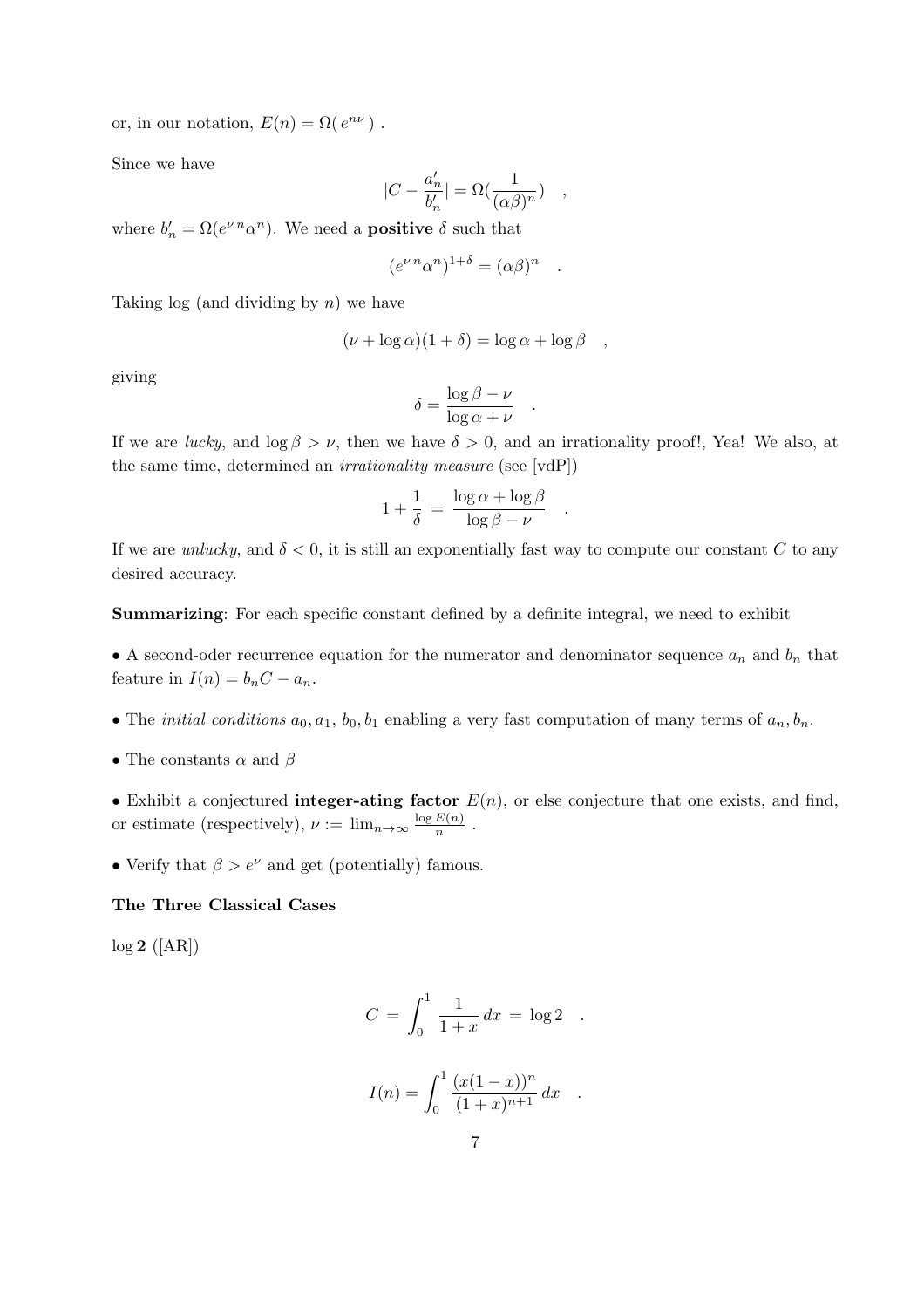or, in our notation, $E(n) = \Omega( e^{n\nu} )$ .

Since we have

$$|C - \frac{a'_n}{b'_n}| = \Omega(\frac{1}{(\alpha\beta)^n}) \quad ,$$

where $b'_n = \Omega(e^{\nu\, n}\alpha^n)$. We need a **positive** $\delta$ such that

$$(e^{\nu\, n}\alpha^n)^{1+\delta} = (\alpha\beta)^n \quad .$$

Taking log (and dividing by $n$) we have

$$(\nu + \log\alpha)(1+\delta) = \log\alpha + \log\beta \quad ,$$

giving

$$\delta = \frac{\log\beta - \nu}{\log\alpha + \nu} \quad .$$

If we are *lucky*, and $\log\beta > \nu$, then we have $\delta > 0$, and an irrationality proof!, Yea! We also, at the same time, determined an *irrationality measure* (see [vdP])

$$1 + \frac{1}{\delta} \;=\; \frac{\log\alpha + \log\beta}{\log\beta - \nu} \quad .$$

If we are *unlucky*, and $\delta < 0$, it is still an exponentially fast way to compute our constant $C$ to any desired accuracy.

**Summarizing**: For each specific constant defined by a definite integral, we need to exhibit

- A second-oder recurrence equation for the numerator and denominator sequence $a_n$ and $b_n$ that feature in $I(n) = b_n C - a_n$.

- The *initial conditions* $a_0, a_1, b_0, b_1$ enabling a very fast computation of many terms of $a_n, b_n$.

- The constants $\alpha$ and $\beta$

- Exhibit a conjectured **integer-ating factor** $E(n)$, or else conjecture that one exists, and find, or estimate (respectively), $\nu := \lim_{n\to\infty} \frac{\log E(n)}{n}$ .

- Verify that $\beta > e^{\nu}$ and get (potentially) famous.

**The Three Classical Cases**

$\log \mathbf{2}$ ([AR])

$$C \;=\; \int_0^1 \frac{1}{1+x}\,dx \;=\; \log 2 \quad .$$

$$I(n) = \int_0^1 \frac{(x(1-x))^n}{(1+x)^{n+1}}\,dx \quad .$$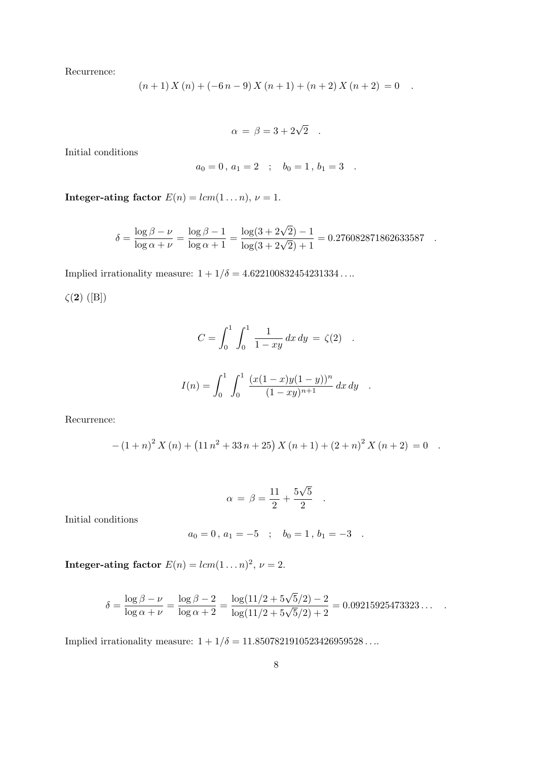Recurrence:

$$(n+1)\,X(n) + (-6\,n-9)\,X(n+1) + (n+2)\,X(n+2) \,=0 \quad .$$

$$\alpha \,=\, \beta = 3+2\sqrt{2} \quad .$$

Initial conditions

$$a_0 = 0\,,\; a_1 = 2 \quad ; \quad b_0 = 1\,,\; b_1 = 3 \quad .$$

**Integer-ating factor** $E(n) = lcm(1 \ldots n)$, $\nu = 1$.

$$\delta = \frac{\log\beta - \nu}{\log\alpha + \nu} = \frac{\log\beta - 1}{\log\alpha + 1} = \frac{\log(3+2\sqrt{2}) - 1}{\log(3+2\sqrt{2}) + 1} = 0.276082871862633587 \quad .$$

Implied irrationality measure: $1 + 1/\delta = 4.622100832454231334\ldots$.

**$\zeta(2)$** ([B])

$$C = \int_0^1 \int_0^1 \frac{1}{1-xy}\,dx\,dy \,=\, \zeta(2) \quad .$$

$$I(n) = \int_0^1 \int_0^1 \frac{(x(1-x)y(1-y))^n}{(1-xy)^{n+1}}\,dx\,dy \quad .$$

Recurrence:

$$-\left(1+n\right)^2 X(n) + \left(11\,n^2 + 33\,n + 25\right) X(n+1) + \left(2+n\right)^2 X(n+2) \,=0 \quad .$$

$$\alpha \,=\, \beta = \frac{11}{2} + \frac{5\sqrt{5}}{2} \quad .$$

Initial conditions

$$a_0 = 0\,,\; a_1 = -5 \quad ; \quad b_0 = 1\,,\; b_1 = -3 \quad .$$

**Integer-ating factor** $E(n) = lcm(1 \ldots n)^2$, $\nu = 2$.

$$\delta = \frac{\log\beta - \nu}{\log\alpha + \nu} = \frac{\log\beta - 2}{\log\alpha + 2} = \frac{\log(11/2 + 5\sqrt{5}/2) - 2}{\log(11/2 + 5\sqrt{5}/2) + 2} = 0.09215925473323\ldots \quad .$$

Implied irrationality measure: $1 + 1/\delta = 11.85078219105234269595 28\ldots$.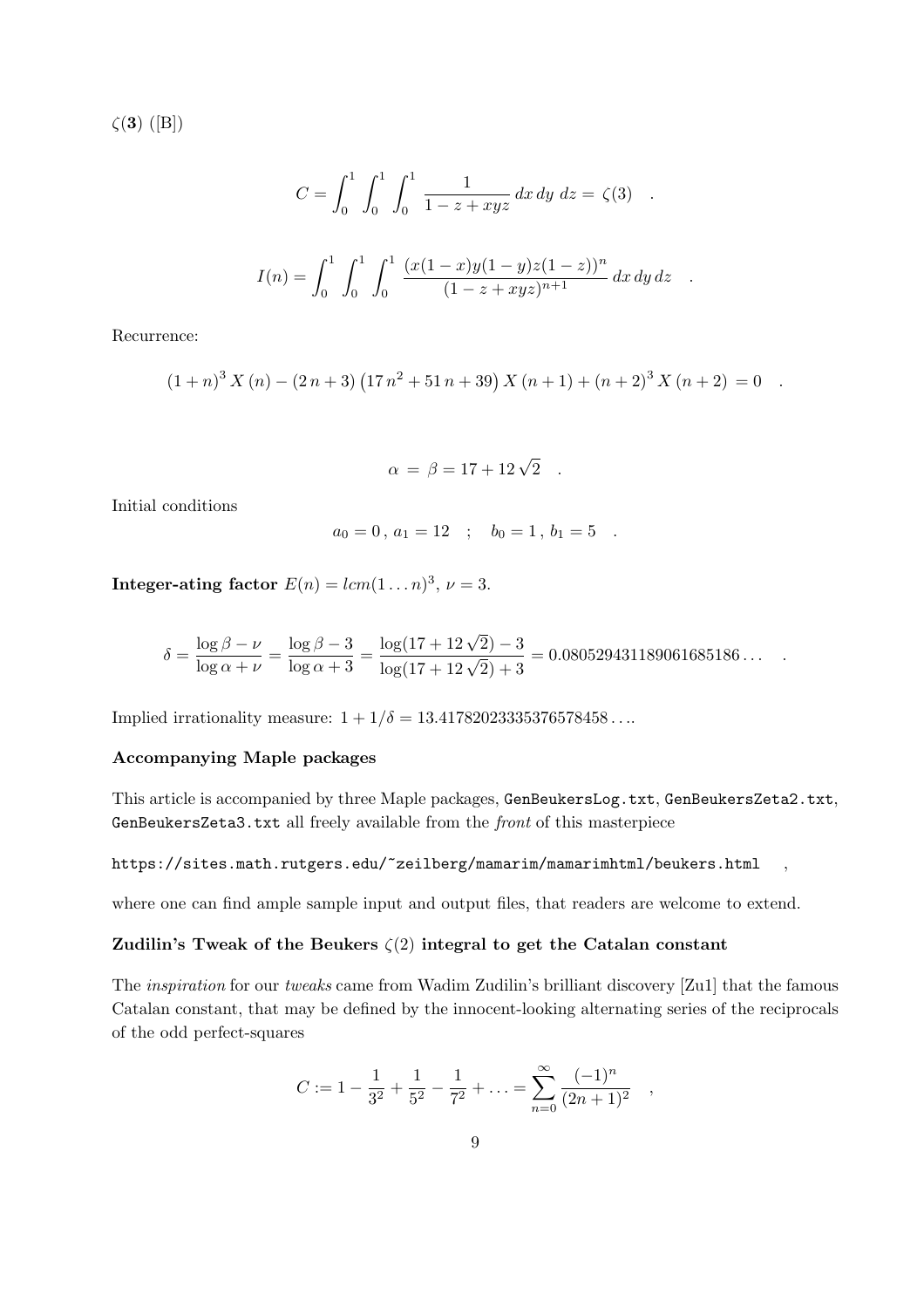$\zeta(\mathbf{3})$ ([B])

$$C = \int_0^1 \int_0^1 \int_0^1 \frac{1}{1-z+xyz} \, dx \, dy \, dz = \zeta(3) \quad .$$

$$I(n) = \int_0^1 \int_0^1 \int_0^1 \frac{(x(1-x)y(1-y)z(1-z))^n}{(1-z+xyz)^{n+1}} \, dx \, dy \, dz \quad .$$

Recurrence:

$$(1+n)^3 X(n) - (2n+3)\left(17n^2+51n+39\right) X(n+1) + (n+2)^3 X(n+2) = 0 \quad .$$

$$\alpha = \beta = 17 + 12\sqrt{2} \quad .$$

Initial conditions

$$a_0 = 0 \, , \, a_1 = 12 \quad ; \quad b_0 = 1 \, , \, b_1 = 5 \quad .$$

**Integer-ating factor** $E(n) = lcm(1 \dots n)^3$, $\nu = 3$.

$$\delta = \frac{\log \beta - \nu}{\log \alpha + \nu} = \frac{\log \beta - 3}{\log \alpha + 3} = \frac{\log(17+12\sqrt{2}) - 3}{\log(17+12\sqrt{2}) + 3} = 0.080529431189061685186 \dots \quad .$$

Implied irrationality measure: $1 + 1/\delta = 13.417820233353765784 58 \dots$.

### Accompanying Maple packages

This article is accompanied by three Maple packages, `GenBeukersLog.txt`, `GenBeukersZeta2.txt`, `GenBeukersZeta3.txt` all freely available from the *front* of this masterpiece

`https://sites.math.rutgers.edu/~zeilberg/mamarim/mamarimhtml/beukers.html` ,

where one can find ample sample input and output files, that readers are welcome to extend.

### Zudilin's Tweak of the Beukers $\zeta(2)$ integral to get the Catalan constant

The *inspiration* for our *tweaks* came from Wadim Zudilin's brilliant discovery [Zu1] that the famous Catalan constant, that may be defined by the innocent-looking alternating series of the reciprocals of the odd perfect-squares

$$C := 1 - \frac{1}{3^2} + \frac{1}{5^2} - \frac{1}{7^2} + \dots = \sum_{n=0}^{\infty} \frac{(-1)^n}{(2n+1)^2} \quad ,$$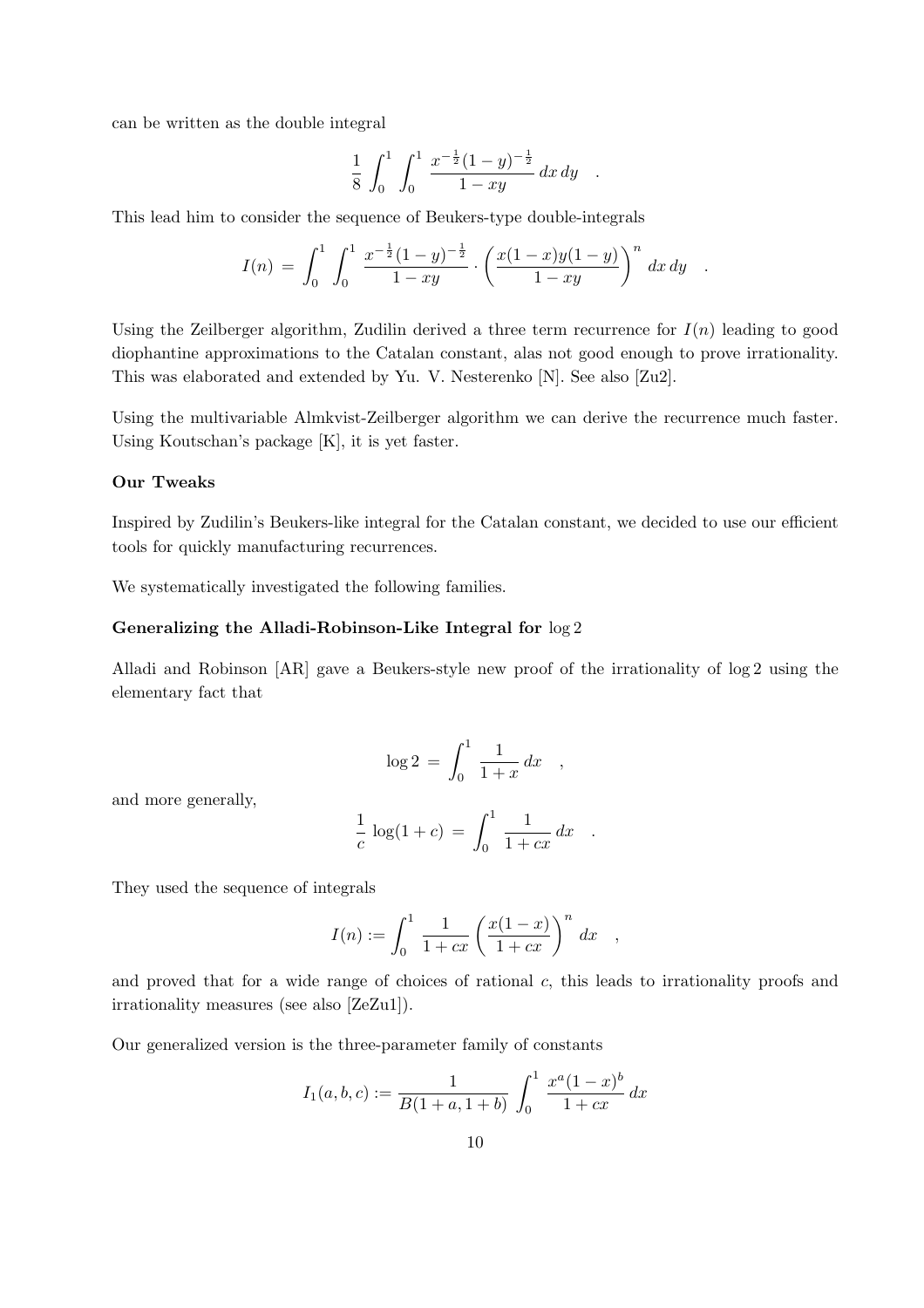can be written as the double integral

$$\frac{1}{8} \int_0^1 \int_0^1 \frac{x^{-\frac{1}{2}}(1-y)^{-\frac{1}{2}}}{1-xy} \, dx \, dy \quad .$$

This lead him to consider the sequence of Beukers-type double-integrals

$$I(n) \, = \, \int_0^1 \int_0^1 \frac{x^{-\frac{1}{2}}(1-y)^{-\frac{1}{2}}}{1-xy} \cdot \left( \frac{x(1-x)y(1-y)}{1-xy} \right)^n \, dx \, dy \quad .$$

Using the Zeilberger algorithm, Zudilin derived a three term recurrence for $I(n)$ leading to good diophantine approximations to the Catalan constant, alas not good enough to prove irrationality. This was elaborated and extended by Yu. V. Nesterenko [N]. See also [Zu2].

Using the multivariable Almkvist-Zeilberger algorithm we can derive the recurrence much faster. Using Koutschan's package [K], it is yet faster.

**Our Tweaks**

Inspired by Zudilin's Beukers-like integral for the Catalan constant, we decided to use our efficient tools for quickly manufacturing recurrences.

We systematically investigated the following families.

**Generalizing the Alladi-Robinson-Like Integral for $\log 2$**

Alladi and Robinson [AR] gave a Beukers-style new proof of the irrationality of $\log 2$ using the elementary fact that

$$\log 2 \, = \, \int_0^1 \frac{1}{1+x} \, dx \quad ,$$

and more generally,

$$\frac{1}{c} \, \log(1+c) \, = \, \int_0^1 \frac{1}{1+cx} \, dx \quad .$$

They used the sequence of integrals

$$I(n) := \int_0^1 \frac{1}{1+cx} \left( \frac{x(1-x)}{1+cx} \right)^n \, dx \quad ,$$

and proved that for a wide range of choices of rational $c$, this leads to irrationality proofs and irrationality measures (see also [ZeZu1]).

Our generalized version is the three-parameter family of constants

$$I_1(a,b,c) := \frac{1}{B(1+a,1+b)} \int_0^1 \frac{x^a(1-x)^b}{1+cx} \, dx$$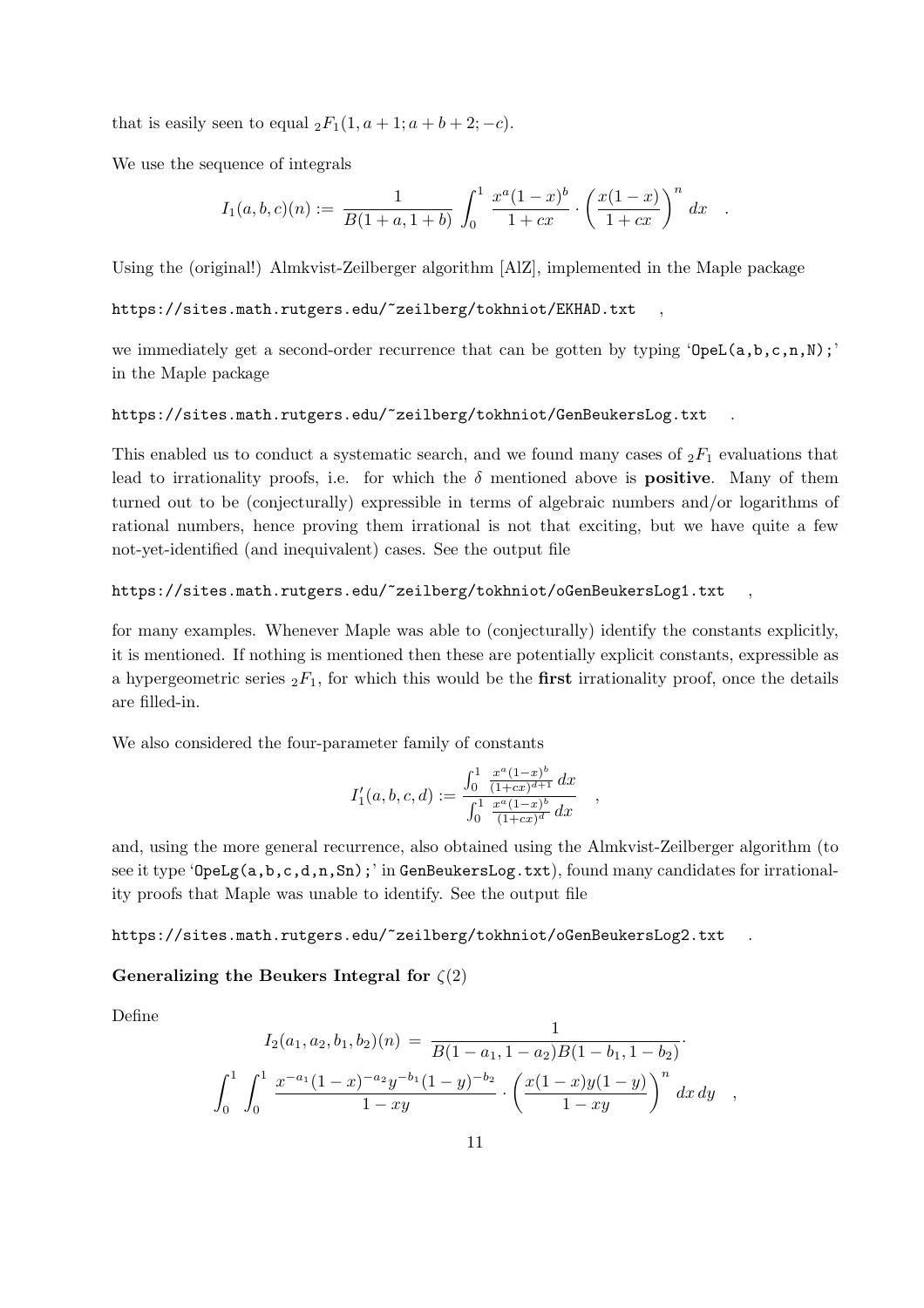that is easily seen to equal ${}_2F_1(1, a+1; a+b+2; -c)$.

We use the sequence of integrals

$$I_1(a,b,c)(n) := \frac{1}{B(1+a,1+b)} \int_0^1 \frac{x^a(1-x)^b}{1+cx} \cdot \left(\frac{x(1-x)}{1+cx}\right)^n \, dx \quad .$$

Using the (original!) Almkvist-Zeilberger algorithm [AlZ], implemented in the Maple package

```
https://sites.math.rutgers.edu/~zeilberg/tokhniot/EKHAD.txt
```

,

we immediately get a second-order recurrence that can be gotten by typing '`OpeL(a,b,c,n,N);`' in the Maple package

```
https://sites.math.rutgers.edu/~zeilberg/tokhniot/GenBeukersLog.txt
```

.

This enabled us to conduct a systematic search, and we found many cases of ${}_2F_1$ evaluations that lead to irrationality proofs, i.e. for which the $\delta$ mentioned above is **positive**. Many of them turned out to be (conjecturally) expressible in terms of algebraic numbers and/or logarithms of rational numbers, hence proving them irrational is not that exciting, but we have quite a few not-yet-identified (and inequivalent) cases. See the output file

```
https://sites.math.rutgers.edu/~zeilberg/tokhniot/oGenBeukersLog1.txt
```

,

for many examples. Whenever Maple was able to (conjecturally) identify the constants explicitly, it is mentioned. If nothing is mentioned then these are potentially explicit constants, expressible as a hypergeometric series ${}_2F_1$, for which this would be the **first** irrationality proof, once the details are filled-in.

We also considered the four-parameter family of constants

$$I_1'(a,b,c,d) := \frac{\int_0^1 \frac{x^a(1-x)^b}{(1+cx)^{d+1}} \, dx}{\int_0^1 \frac{x^a(1-x)^b}{(1+cx)^d} \, dx} \quad ,$$

and, using the more general recurrence, also obtained using the Almkvist-Zeilberger algorithm (to see it type '`OpeLg(a,b,c,d,n,Sn);`' in `GenBeukersLog.txt`), found many candidates for irrationality proofs that Maple was unable to identify. See the output file

```
https://sites.math.rutgers.edu/~zeilberg/tokhniot/oGenBeukersLog2.txt
```

.

**Generalizing the Beukers Integral for $\zeta(2)$**

Define

$$I_2(a_1,a_2,b_1,b_2)(n) = \frac{1}{B(1-a_1,1-a_2)B(1-b_1,1-b_2)} \cdot$$

$$\int_0^1 \int_0^1 \frac{x^{-a_1}(1-x)^{-a_2}y^{-b_1}(1-y)^{-b_2}}{1-xy} \cdot \left(\frac{x(1-x)y(1-y)}{1-xy}\right)^n \, dx \, dy \quad ,$$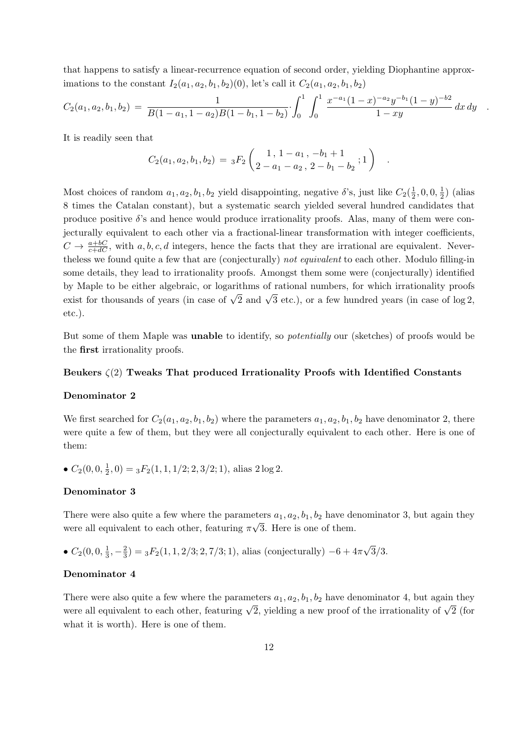that happens to satisfy a linear-recurrence equation of second order, yielding Diophantine approximations to the constant $I_2(a_1, a_2, b_1, b_2)(0)$, let's call it $C_2(a_1, a_2, b_1, b_2)$

$$
C_2(a_1, a_2, b_1, b_2) \,=\, \frac{1}{B(1-a_1, 1-a_2)B(1-b_1, 1-b_2)} \cdot \int_0^1 \int_0^1 \frac{x^{-a_1}(1-x)^{-a_2} y^{-b_1}(1-y)^{-b2}}{1-xy} \, dx \, dy \quad .
$$

It is readily seen that

$$
C_2(a_1, a_2, b_1, b_2) \,=\, {}_3F_2 \left( \begin{matrix} 1 \,,\, 1-a_1 \,,\, -b_1+1 \\ 2-a_1-a_2 \,,\, 2-b_1-b_2 \end{matrix} ; 1 \right) \quad .
$$

Most choices of random $a_1, a_2, b_1, b_2$ yield disappointing, negative $\delta$'s, just like $C_2(\frac{1}{2}, 0, 0, \frac{1}{2})$ (alias 8 times the Catalan constant), but a systematic search yielded several hundred candidates that produce positive $\delta$'s and hence would produce irrationality proofs. Alas, many of them were conjecturally equivalent to each other via a fractional-linear transformation with integer coefficients, $C \to \frac{a+bC}{c+dC}$, with $a, b, c, d$ integers, hence the facts that they are irrational are equivalent. Nevertheless we found quite a few that are (conjecturally) *not equivalent* to each other. Modulo filling-in some details, they lead to irrationality proofs. Amongst them some were (conjecturally) identified by Maple to be either algebraic, or logarithms of rational numbers, for which irrationality proofs exist for thousands of years (in case of $\sqrt{2}$ and $\sqrt{3}$ etc.), or a few hundred years (in case of $\log 2$, etc.).

But some of them Maple was **unable** to identify, so *potentially* our (sketches) of proofs would be the **first** irrationality proofs.

**Beukers $\zeta(2)$ Tweaks That produced Irrationality Proofs with Identified Constants**

**Denominator 2**

We first searched for $C_2(a_1, a_2, b_1, b_2)$ where the parameters $a_1, a_2, b_1, b_2$ have denominator 2, there were quite a few of them, but they were all conjecturally equivalent to each other. Here is one of them:

- $C_2(0, 0, \frac{1}{2}, 0) = {}_3F_2(1, 1, 1/2; 2, 3/2; 1)$, alias $2 \log 2$.

**Denominator 3**

There were also quite a few where the parameters $a_1, a_2, b_1, b_2$ have denominator 3, but again they were all equivalent to each other, featuring $\pi\sqrt{3}$. Here is one of them.

- $C_2(0, 0, \frac{1}{3}, -\frac{2}{3}) = {}_3F_2(1, 1, 2/3; 2, 7/3; 1)$, alias (conjecturally) $-6 + 4\pi\sqrt{3}/3$.

**Denominator 4**

There were also quite a few where the parameters $a_1, a_2, b_1, b_2$ have denominator 4, but again they were all equivalent to each other, featuring $\sqrt{2}$, yielding a new proof of the irrationality of $\sqrt{2}$ (for what it is worth). Here is one of them.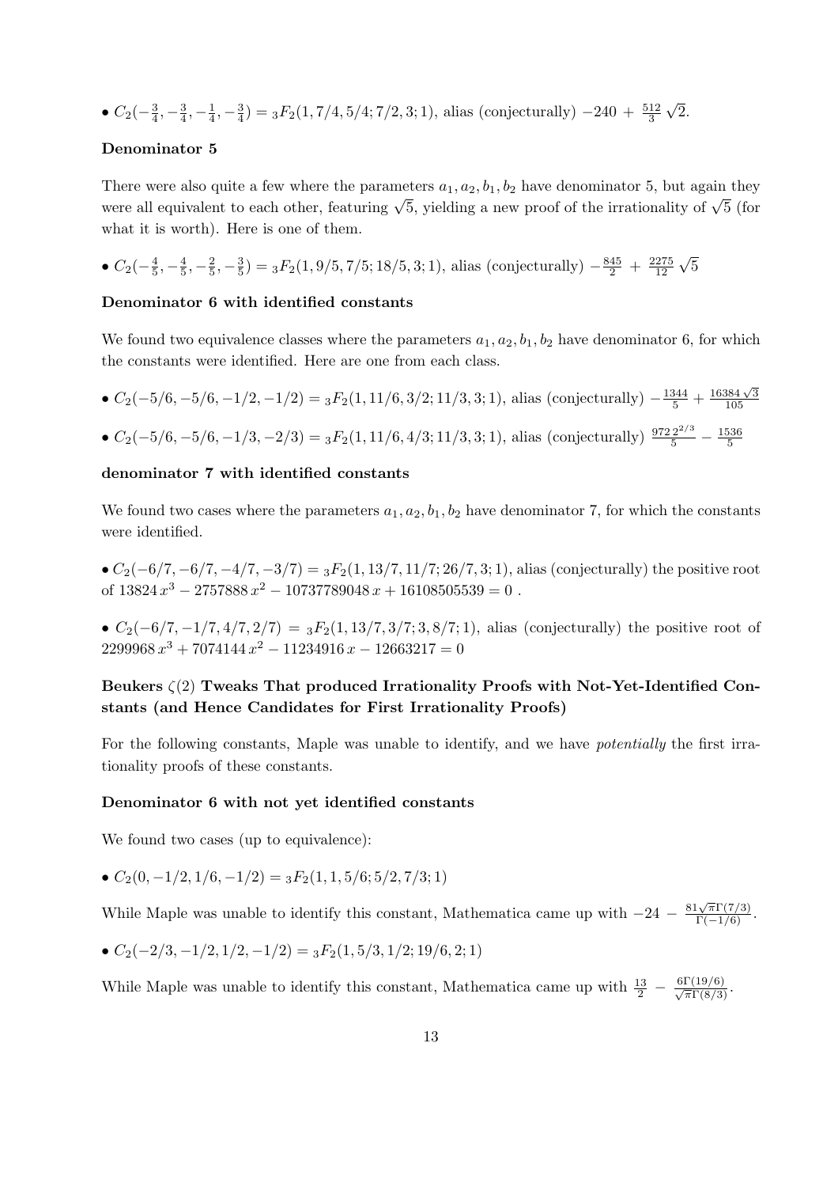• $C_2(-\frac{3}{4},-\frac{3}{4},-\frac{1}{4},-\frac{3}{4}) = {}_3F_2(1,7/4,5/4;7/2,3;1)$, alias (conjecturally) $-240 + \frac{512}{3}\sqrt{2}$.

**Denominator 5**

There were also quite a few where the parameters $a_1, a_2, b_1, b_2$ have denominator 5, but again they were all equivalent to each other, featuring $\sqrt{5}$, yielding a new proof of the irrationality of $\sqrt{5}$ (for what it is worth). Here is one of them.

• $C_2(-\frac{4}{5},-\frac{4}{5},-\frac{2}{5},-\frac{3}{5}) = {}_3F_2(1,9/5,7/5;18/5,3;1)$, alias (conjecturally) $-\frac{845}{2} + \frac{2275}{12}\sqrt{5}$

**Denominator 6 with identified constants**

We found two equivalence classes where the parameters $a_1, a_2, b_1, b_2$ have denominator 6, for which the constants were identified. Here are one from each class.

• $C_2(-5/6,-5/6,-1/2,-1/2) = {}_3F_2(1,11/6,3/2;11/3,3;1)$, alias (conjecturally) $-\frac{1344}{5} + \frac{16384\sqrt{3}}{105}$

• $C_2(-5/6,-5/6,-1/3,-2/3) = {}_3F_2(1,11/6,4/3;11/3,3;1)$, alias (conjecturally) $\frac{972\,2^{2/3}}{5} - \frac{1536}{5}$

**denominator 7 with identified constants**

We found two cases where the parameters $a_1, a_2, b_1, b_2$ have denominator 7, for which the constants were identified.

• $C_2(-6/7,-6/7,-4/7,-3/7) = {}_3F_2(1,13/7,11/7;26/7,3;1)$, alias (conjecturally) the positive root of $13824\,x^3 - 2757888\,x^2 - 10737789048\,x + 16108505539 = 0$ .

• $C_2(-6/7,-1/7,4/7,2/7) = {}_3F_2(1,13/7,3/7;3,8/7;1)$, alias (conjecturally) the positive root of $2299968\,x^3 + 7074144\,x^2 - 11234916\,x - 12663217 = 0$

**Beukers $\zeta(2)$ Tweaks That produced Irrationality Proofs with Not-Yet-Identified Constants (and Hence Candidates for First Irrationality Proofs)**

For the following constants, Maple was unable to identify, and we have *potentially* the first irrationality proofs of these constants.

**Denominator 6 with not yet identified constants**

We found two cases (up to equivalence):

• $C_2(0,-1/2,1/6,-1/2) = {}_3F_2(1,1,5/6;5/2,7/3;1)$

While Maple was unable to identify this constant, Mathematica came up with $-24 - \frac{81\sqrt{\pi}\Gamma(7/3)}{\Gamma(-1/6)}$.

• $C_2(-2/3,-1/2,1/2,-1/2) = {}_3F_2(1,5/3,1/2;19/6,2;1)$

While Maple was unable to identify this constant, Mathematica came up with $\frac{13}{2} - \frac{6\Gamma(19/6)}{\sqrt{\pi}\Gamma(8/3)}$.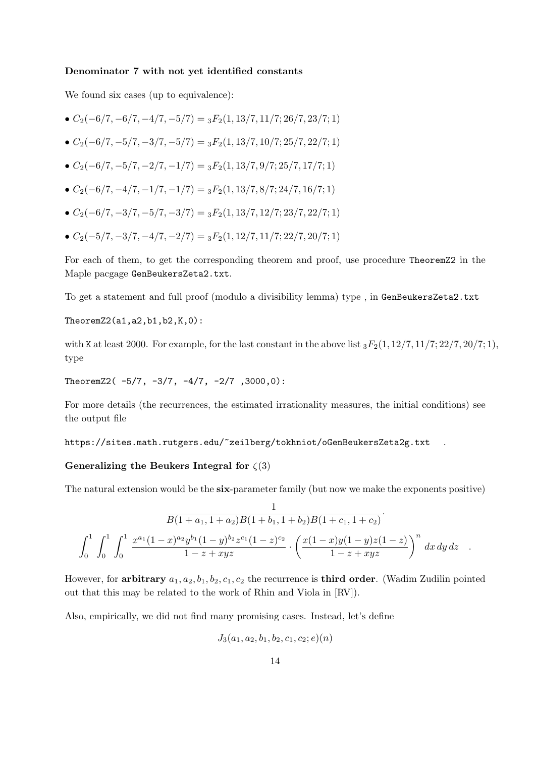**Denominator 7 with not yet identified constants**

We found six cases (up to equivalence):

- $C_2(-6/7,-6/7,-4/7,-5/7) = {}_3F_2(1,13/7,11/7;26/7,23/7;1)$
- $C_2(-6/7,-5/7,-3/7,-5/7) = {}_3F_2(1,13/7,10/7;25/7,22/7;1)$
- $C_2(-6/7,-5/7,-2/7,-1/7) = {}_3F_2(1,13/7,9/7;25/7,17/7;1)$
- $C_2(-6/7,-4/7,-1/7,-1/7) = {}_3F_2(1,13/7,8/7;24/7,16/7;1)$
- $C_2(-6/7,-3/7,-5/7,-3/7) = {}_3F_2(1,13/7,12/7;23/7,22/7;1)$
- $C_2(-5/7,-3/7,-4/7,-2/7) = {}_3F_2(1,12/7,11/7;22/7,20/7;1)$

For each of them, to get the corresponding theorem and proof, use procedure `TheoremZ2` in the Maple pacgage `GenBeukersZeta2.txt`.

To get a statement and full proof (modulo a divisibility lemma) type , in `GenBeukersZeta2.txt`

```
TheoremZ2(a1,a2,b1,b2,K,0):
```

with `K` at least 2000. For example, for the last constant in the above list ${}_3F_2(1,12/7,11/7;22/7,20/7;1)$, type

```
TheoremZ2( -5/7, -3/7, -4/7, -2/7 ,3000,0):
```

For more details (the recurrences, the estimated irrationality measures, the initial conditions) see the output file

`https://sites.math.rutgers.edu/~zeilberg/tokhniot/oGenBeukersZeta2g.txt` .

**Generalizing the Beukers Integral for $\zeta(3)$**

The natural extension would be the **six**-parameter family (but now we make the exponents positive)

$$\frac{1}{B(1+a_1,1+a_2)B(1+b_1,1+b_2)B(1+c_1,1+c_2)}\cdot$$

$$\int_0^1\int_0^1\int_0^1 \frac{x^{a_1}(1-x)^{a_2}y^{b_1}(1-y)^{b_2}z^{c_1}(1-z)^{c_2}}{1-z+xyz}\cdot\left(\frac{x(1-x)y(1-y)z(1-z)}{1-z+xyz}\right)^n dx\,dy\,dz \quad .$$

However, for **arbitrary** $a_1,a_2,b_1,b_2,c_1,c_2$ the recurrence is **third order**. (Wadim Zudilin pointed out that this may be related to the work of Rhin and Viola in [RV]).

Also, empirically, we did not find many promising cases. Instead, let's define

$$J_3(a_1,a_2,b_1,b_2,c_1,c_2;e)(n)$$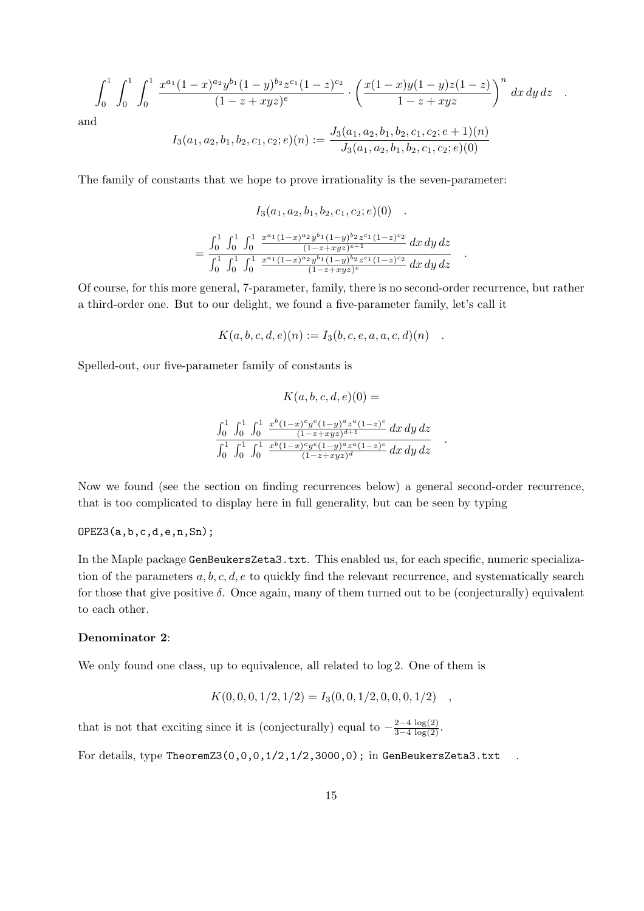$$\int_0^1 \int_0^1 \int_0^1 \frac{x^{a_1}(1-x)^{a_2} y^{b_1}(1-y)^{b_2} z^{c_1}(1-z)^{c_2}}{(1-z+xyz)^e} \cdot \left(\frac{x(1-x)y(1-y)z(1-z)}{1-z+xyz}\right)^n \, dx \, dy \, dz \quad .$$

and

$$I_3(a_1,a_2,b_1,b_2,c_1,c_2;e)(n) := \frac{J_3(a_1,a_2,b_1,b_2,c_1,c_2;e+1)(n)}{J_3(a_1,a_2,b_1,b_2,c_1,c_2;e)(0)}$$

The family of constants that we hope to prove irrationality is the seven-parameter:

$$I_3(a_1,a_2,b_1,b_2,c_1,c_2;e)(0) \quad .$$

$$= \frac{\int_0^1 \int_0^1 \int_0^1 \frac{x^{a_1}(1-x)^{a_2} y^{b_1}(1-y)^{b_2} z^{c_1}(1-z)^{c_2}}{(1-z+xyz)^{e+1}} \, dx \, dy \, dz}{\int_0^1 \int_0^1 \int_0^1 \frac{x^{a_1}(1-x)^{a_2} y^{b_1}(1-y)^{b_2} z^{c_1}(1-z)^{c_2}}{(1-z+xyz)^{e}} \, dx \, dy \, dz} \quad .$$

Of course, for this more general, 7-parameter, family, there is no second-order recurrence, but rather a third-order one. But to our delight, we found a five-parameter family, let's call it

$$K(a,b,c,d,e)(n) := I_3(b,c,e,a,a,c,d)(n) \quad .$$

Spelled-out, our five-parameter family of constants is

$$K(a,b,c,d,e)(0) =$$

$$\frac{\int_0^1 \int_0^1 \int_0^1 \frac{x^b(1-x)^c y^e (1-y)^a z^a (1-z)^c}{(1-z+xyz)^{d+1}} \, dx \, dy \, dz}{\int_0^1 \int_0^1 \int_0^1 \frac{x^b(1-x)^c y^e (1-y)^a z^a (1-z)^c}{(1-z+xyz)^{d}} \, dx \, dy \, dz} \quad .$$

Now we found (see the section on finding recurrences below) a general second-order recurrence, that is too complicated to display here in full generality, but can be seen by typing

```
OPEZ3(a,b,c,d,e,n,Sn);
```

In the Maple package `GenBeukersZeta3.txt`. This enabled us, for each specific, numeric specialization of the parameters $a,b,c,d,e$ to quickly find the relevant recurrence, and systematically search for those that give positive $\delta$. Once again, many of them turned out to be (conjecturally) equivalent to each other.

**Denominator 2**:

We only found one class, up to equivalence, all related to $\log 2$. One of them is

$$K(0,0,0,1/2,1/2) = I_3(0,0,1/2,0,0,0,1/2) \quad ,$$

that is not that exciting since it is (conjecturally) equal to $-\frac{2-4\log(2)}{3-4\log(2)}$.

For details, type `TheoremZ3(0,0,0,1/2,1/2,3000,0);` in `GenBeukersZeta3.txt` .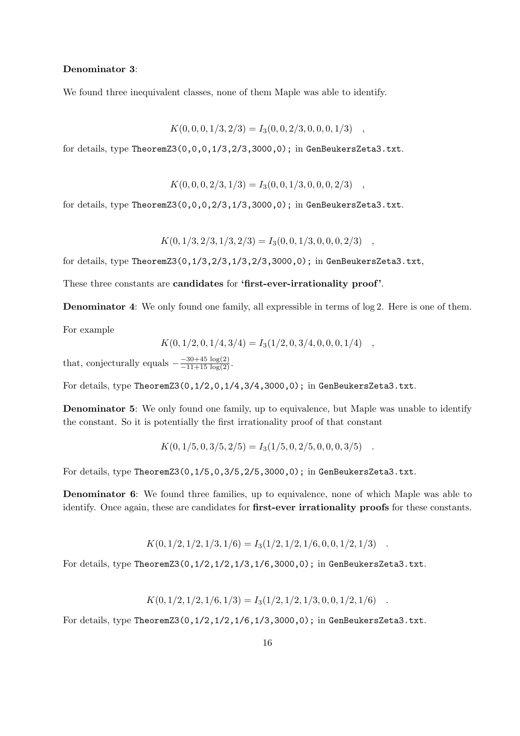**Denominator 3**:

We found three inequivalent classes, none of them Maple was able to identify.

$$K(0,0,0,1/3,2/3) = I_3(0,0,2/3,0,0,0,1/3) \quad ,$$

for details, type `TheoremZ3(0,0,0,1/3,2/3,3000,0);` in `GenBeukersZeta3.txt`.

$$K(0,0,0,2/3,1/3) = I_3(0,0,1/3,0,0,0,2/3) \quad ,$$

for details, type `TheoremZ3(0,0,0,2/3,1/3,3000,0);` in `GenBeukersZeta3.txt`.

$$K(0,1/3,2/3,1/3,2/3) = I_3(0,0,1/3,0,0,0,2/3) \quad ,$$

for details, type `TheoremZ3(0,1/3,2/3,1/3,2/3,3000,0);` in `GenBeukersZeta3.txt`,

These three constants are **candidates** for **'first-ever-irrationality proof'**.

**Denominator 4**: We only found one family, all expressible in terms of $\log 2$. Here is one of them.

For example

$$K(0,1/2,0,1/4,3/4) = I_3(1/2,0,3/4,0,0,0,1/4) \quad ,$$

that, conjecturally equals $-\frac{-30+45\,\log(2)}{-11+15\,\log(2)}$.

For details, type `TheoremZ3(0,1/2,0,1/4,3/4,3000,0);` in `GenBeukersZeta3.txt`.

**Denominator 5**: We only found one family, up to equivalence, but Maple was unable to identify the constant. So it is potentially the first irrationality proof of that constant

$$K(0,1/5,0,3/5,2/5) = I_3(1/5,0,2/5,0,0,0,3/5) \quad .$$

For details, type `TheoremZ3(0,1/5,0,3/5,2/5,3000,0);` in `GenBeukersZeta3.txt`.

**Denominator 6**: We found three families, up to equivalence, none of which Maple was able to identify. Once again, these are candidates for **first-ever irrationality proofs** for these constants.

$$K(0,1/2,1/2,1/3,1/6) = I_3(1/2,1/2,1/6,0,0,1/2,1/3) \quad .$$

For details, type `TheoremZ3(0,1/2,1/2,1/3,1/6,3000,0);` in `GenBeukersZeta3.txt`.

$$K(0,1/2,1/2,1/6,1/3) = I_3(1/2,1/2,1/3,0,0,1/2,1/6) \quad .$$

For details, type `TheoremZ3(0,1/2,1/2,1/6,1/3,3000,0);` in `GenBeukersZeta3.txt`.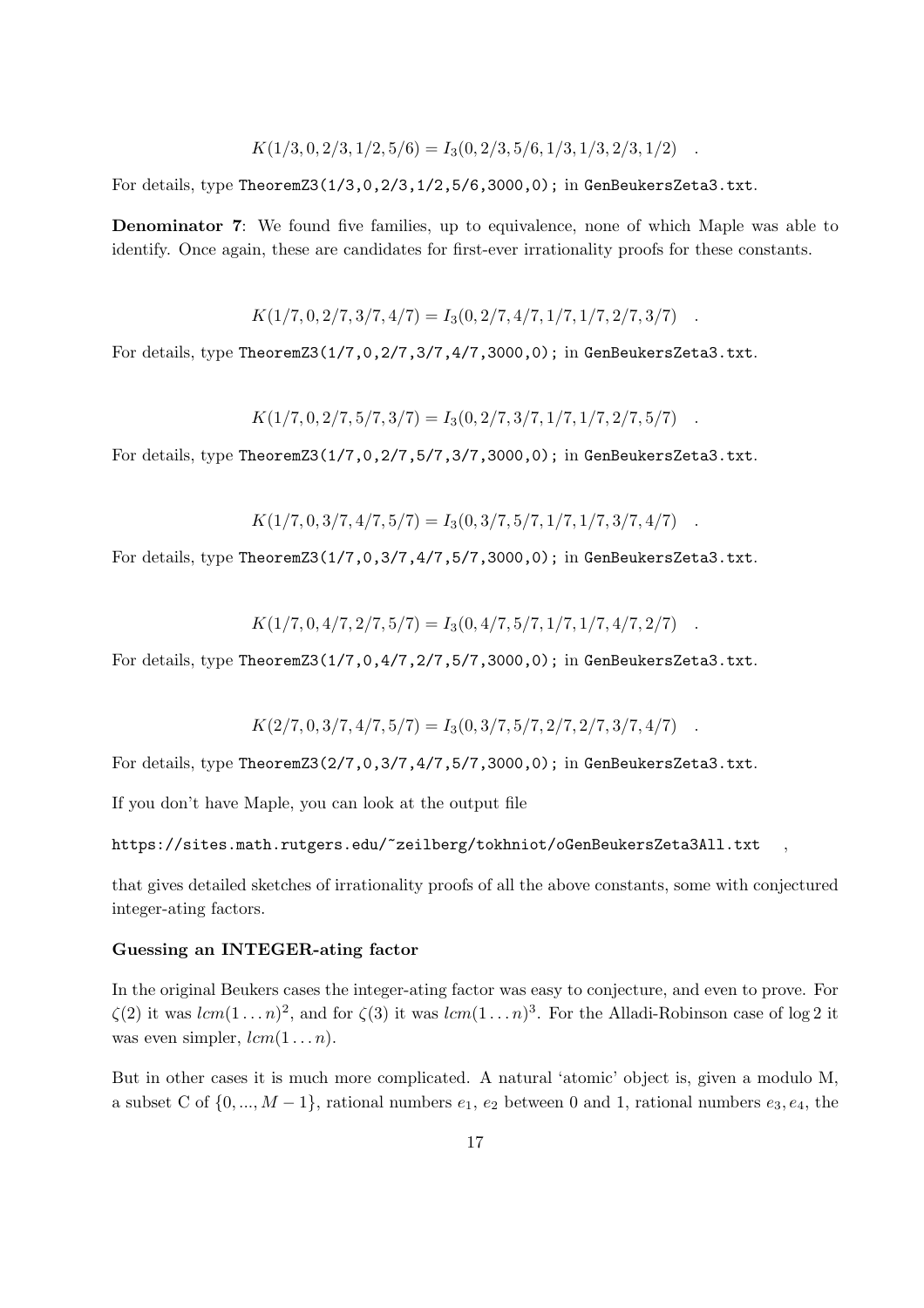$$K(1/3,0,2/3,1/2,5/6) = I_3(0,2/3,5/6,1/3,1/3,2/3,1/2) \quad .$$

For details, type `TheoremZ3(1/3,0,2/3,1/2,5/6,3000,0);` in `GenBeukersZeta3.txt`.

**Denominator 7**: We found five families, up to equivalence, none of which Maple was able to identify. Once again, these are candidates for first-ever irrationality proofs for these constants.

$$K(1/7,0,2/7,3/7,4/7) = I_3(0,2/7,4/7,1/7,1/7,2/7,3/7) \quad .$$

For details, type `TheoremZ3(1/7,0,2/7,3/7,4/7,3000,0);` in `GenBeukersZeta3.txt`.

$$K(1/7,0,2/7,5/7,3/7) = I_3(0,2/7,3/7,1/7,1/7,2/7,5/7) \quad .$$

For details, type `TheoremZ3(1/7,0,2/7,5/7,3/7,3000,0);` in `GenBeukersZeta3.txt`.

$$K(1/7,0,3/7,4/7,5/7) = I_3(0,3/7,5/7,1/7,1/7,3/7,4/7) \quad .$$

For details, type `TheoremZ3(1/7,0,3/7,4/7,5/7,3000,0);` in `GenBeukersZeta3.txt`.

$$K(1/7,0,4/7,2/7,5/7) = I_3(0,4/7,5/7,1/7,1/7,4/7,2/7) \quad .$$

For details, type `TheoremZ3(1/7,0,4/7,2/7,5/7,3000,0);` in `GenBeukersZeta3.txt`.

$$K(2/7,0,3/7,4/7,5/7) = I_3(0,3/7,5/7,2/7,2/7,3/7,4/7) \quad .$$

For details, type `TheoremZ3(2/7,0,3/7,4/7,5/7,3000,0);` in `GenBeukersZeta3.txt`.

If you don't have Maple, you can look at the output file

`https://sites.math.rutgers.edu/~zeilberg/tokhniot/oGenBeukersZeta3All.txt` ,

that gives detailed sketches of irrationality proofs of all the above constants, some with conjectured integer-ating factors.

**Guessing an INTEGER-ating factor**

In the original Beukers cases the integer-ating factor was easy to conjecture, and even to prove. For $\zeta(2)$ it was $lcm(1\ldots n)^2$, and for $\zeta(3)$ it was $lcm(1\ldots n)^3$. For the Alladi-Robinson case of $\log 2$ it was even simpler, $lcm(1\ldots n)$.

But in other cases it is much more complicated. A natural 'atomic' object is, given a modulo M, a subset C of $\{0,...,M-1\}$, rational numbers $e_1$, $e_2$ between 0 and 1, rational numbers $e_3, e_4$, the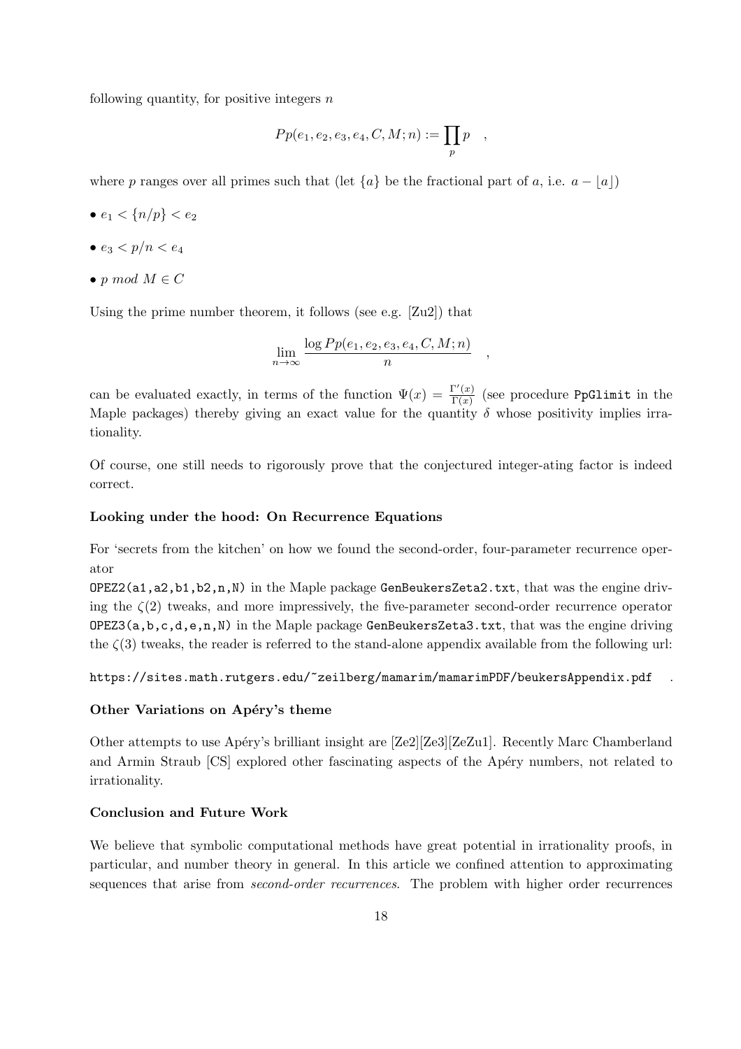following quantity, for positive integers $n$

$$Pp(e_1, e_2, e_3, e_4, C, M; n) := \prod_p p \quad ,$$

where $p$ ranges over all primes such that (let $\{a\}$ be the fractional part of $a$, i.e. $a - \lfloor a \rfloor$)

- $e_1 < \{n/p\} < e_2$
- $e_3 < p/n < e_4$
- $p \bmod M \in C$

Using the prime number theorem, it follows (see e.g. [Zu2]) that

$$\lim_{n \to \infty} \frac{\log Pp(e_1, e_2, e_3, e_4, C, M; n)}{n} \quad ,$$

can be evaluated exactly, in terms of the function $\Psi(x) = \frac{\Gamma'(x)}{\Gamma(x)}$ (see procedure `PpGlimit` in the Maple packages) thereby giving an exact value for the quantity $\delta$ whose positivity implies irrationality.

Of course, one still needs to rigorously prove that the conjectured integer-ating factor is indeed correct.

**Looking under the hood: On Recurrence Equations**

For 'secrets from the kitchen' on how we found the second-order, four-parameter recurrence operator
`OPEZ2(a1,a2,b1,b2,n,N)` in the Maple package `GenBeukersZeta2.txt`, that was the engine driving the $\zeta(2)$ tweaks, and more impressively, the five-parameter second-order recurrence operator `OPEZ3(a,b,c,d,e,n,N)` in the Maple package `GenBeukersZeta3.txt`, that was the engine driving the $\zeta(3)$ tweaks, the reader is referred to the stand-alone appendix available from the following url:

`https://sites.math.rutgers.edu/~zeilberg/mamarim/mamarimPDF/beukersAppendix.pdf` .

**Other Variations on Apéry's theme**

Other attempts to use Apéry's brilliant insight are [Ze2][Ze3][ZeZu1]. Recently Marc Chamberland and Armin Straub [CS] explored other fascinating aspects of the Apéry numbers, not related to irrationality.

**Conclusion and Future Work**

We believe that symbolic computational methods have great potential in irrationality proofs, in particular, and number theory in general. In this article we confined attention to approximating sequences that arise from *second-order recurrences*. The problem with higher order recurrences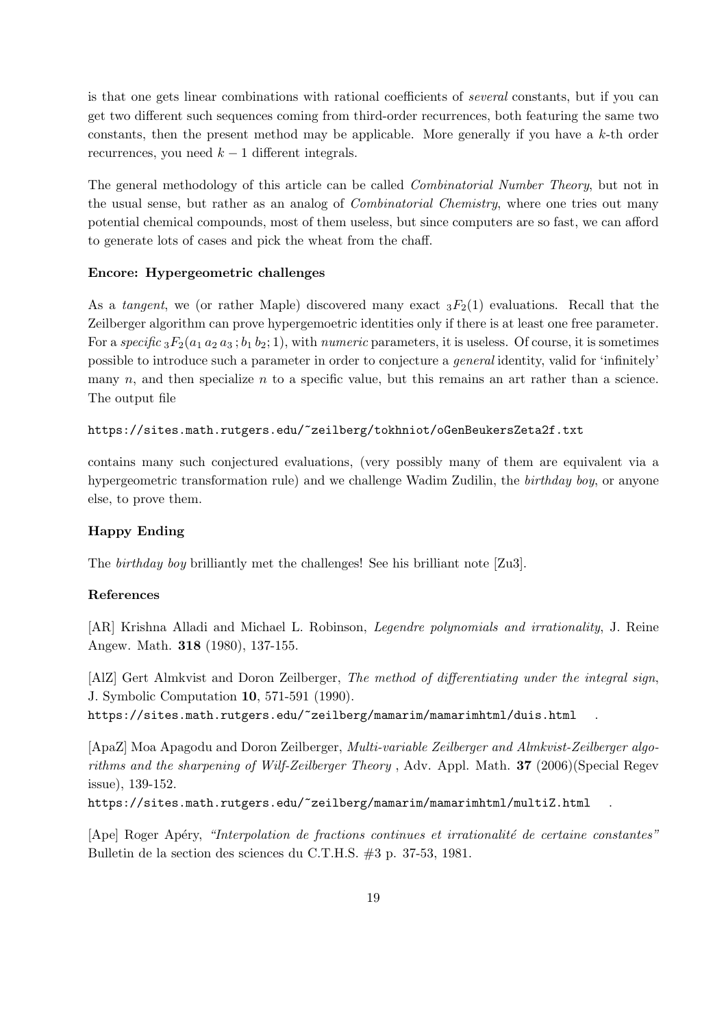is that one gets linear combinations with rational coefficients of *several* constants, but if you can get two different such sequences coming from third-order recurrences, both featuring the same two constants, then the present method may be applicable. More generally if you have a $k$-th order recurrences, you need $k-1$ different integrals.

The general methodology of this article can be called *Combinatorial Number Theory*, but not in the usual sense, but rather as an analog of *Combinatorial Chemistry*, where one tries out many potential chemical compounds, most of them useless, but since computers are so fast, we can afford to generate lots of cases and pick the wheat from the chaff.

**Encore: Hypergeometric challenges**

As a *tangent*, we (or rather Maple) discovered many exact ${}_3F_2(1)$ evaluations. Recall that the Zeilberger algorithm can prove hypergemoetric identities only if there is at least one free parameter. For a *specific* ${}_3F_2(a_1\, a_2\, a_3\,; b_1\, b_2; 1)$, with *numeric* parameters, it is useless. Of course, it is sometimes possible to introduce such a parameter in order to conjecture a *general* identity, valid for 'infinitely' many $n$, and then specialize $n$ to a specific value, but this remains an art rather than a science. The output file

`https://sites.math.rutgers.edu/~zeilberg/tokhniot/oGenBeukersZeta2f.txt`

contains many such conjectured evaluations, (very possibly many of them are equivalent via a hypergeometric transformation rule) and we challenge Wadim Zudilin, the *birthday boy*, or anyone else, to prove them.

**Happy Ending**

The *birthday boy* brilliantly met the challenges! See his brilliant note [Zu3].

**References**

[AR] Krishna Alladi and Michael L. Robinson, *Legendre polynomials and irrationality*, J. Reine Angew. Math. **318** (1980), 137-155.

[AlZ] Gert Almkvist and Doron Zeilberger, *The method of differentiating under the integral sign*, J. Symbolic Computation **10**, 571-591 (1990).
`https://sites.math.rutgers.edu/~zeilberg/mamarim/mamarimhtml/duis.html` .

[ApaZ] Moa Apagodu and Doron Zeilberger, *Multi-variable Zeilberger and Almkvist-Zeilberger algorithms and the sharpening of Wilf-Zeilberger Theory* , Adv. Appl. Math. **37** (2006)(Special Regev issue), 139-152.
`https://sites.math.rutgers.edu/~zeilberg/mamarim/mamarimhtml/multiZ.html` .

[Ape] Roger Apéry, *"Interpolation de fractions continues et irrationalité de certaine constantes"* Bulletin de la section des sciences du C.T.H.S. #3 p. 37-53, 1981.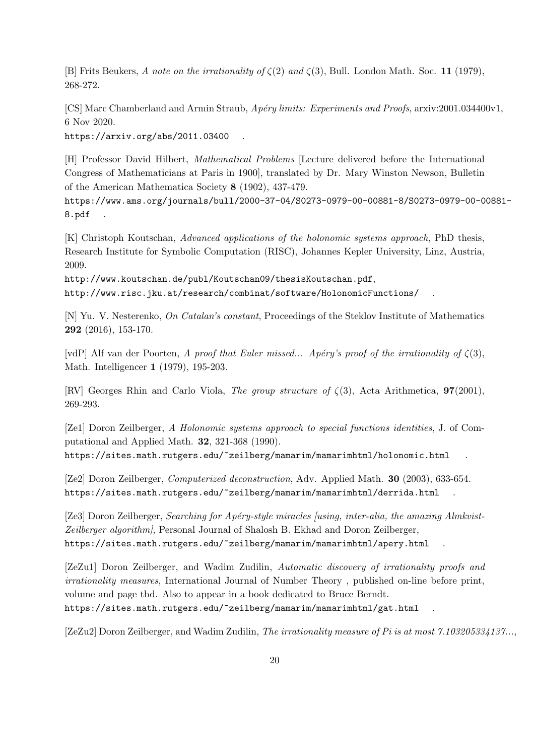[B] Frits Beukers, *A note on the irrationality of $\zeta(2)$ and $\zeta(3)$*, Bull. London Math. Soc. **11** (1979), 268-272.

[CS] Marc Chamberland and Armin Straub, *Apéry limits: Experiments and Proofs*, arxiv:2001.034400v1, 6 Nov 2020.
https://arxiv.org/abs/2011.03400 .

[H] Professor David Hilbert, *Mathematical Problems* [Lecture delivered before the International Congress of Mathematicians at Paris in 1900], translated by Dr. Mary Winston Newson, Bulletin of the American Mathematica Society **8** (1902), 437-479.
https://www.ams.org/journals/bull/2000-37-04/S0273-0979-00-00881-8/S0273-0979-00-00881-8.pdf .

[K] Christoph Koutschan, *Advanced applications of the holonomic systems approach*, PhD thesis, Research Institute for Symbolic Computation (RISC), Johannes Kepler University, Linz, Austria, 2009.
http://www.koutschan.de/publ/Koutschan09/thesisKoutschan.pdf,
http://www.risc.jku.at/research/combinat/software/HolonomicFunctions/ .

[N] Yu. V. Nesterenko, *On Catalan's constant*, Proceedings of the Steklov Institute of Mathematics **292** (2016), 153-170.

[vdP] Alf van der Poorten, *A proof that Euler missed... Apéry's proof of the irrationality of $\zeta(3)$*, Math. Intelligencer **1** (1979), 195-203.

[RV] Georges Rhin and Carlo Viola, *The group structure of $\zeta(3)$*, Acta Arithmetica, **97**(2001), 269-293.

[Ze1] Doron Zeilberger, *A Holonomic systems approach to special functions identities*, J. of Computational and Applied Math. **32**, 321-368 (1990).
https://sites.math.rutgers.edu/~zeilberg/mamarim/mamarimhtml/holonomic.html .

[Ze2] Doron Zeilberger, *Computerized deconstruction*, Adv. Applied Math. **30** (2003), 633-654.
https://sites.math.rutgers.edu/~zeilberg/mamarim/mamarimhtml/derrida.html .

[Ze3] Doron Zeilberger, *Searching for Apéry-style miracles [using, inter-alia, the amazing Almkvist-Zeilberger algorithm]*, Personal Journal of Shalosh B. Ekhad and Doron Zeilberger,
https://sites.math.rutgers.edu/~zeilberg/mamarim/mamarimhtml/apery.html .

[ZeZu1] Doron Zeilberger, and Wadim Zudilin, *Automatic discovery of irrationality proofs and irrationality measures*, International Journal of Number Theory , published on-line before print, volume and page tbd. Also to appear in a book dedicated to Bruce Berndt.
https://sites.math.rutgers.edu/~zeilberg/mamarim/mamarimhtml/gat.html .

[ZeZu2] Doron Zeilberger, and Wadim Zudilin, *The irrationality measure of Pi is at most 7.103205334137...*,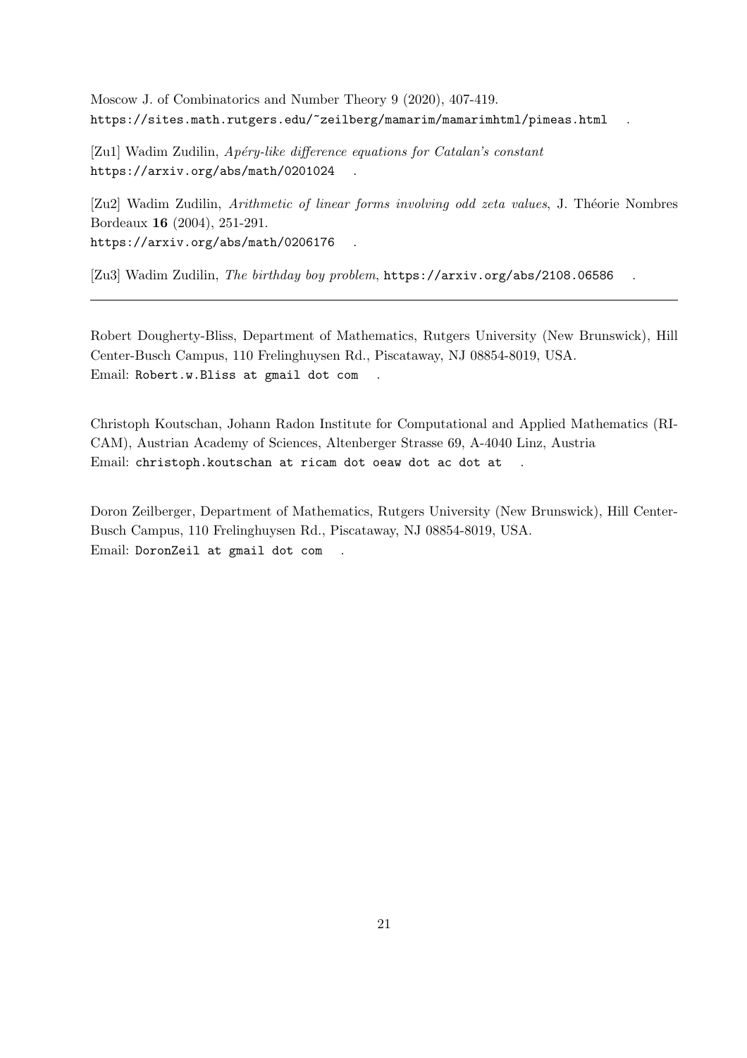Moscow J. of Combinatorics and Number Theory 9 (2020), 407-419.
`https://sites.math.rutgers.edu/~zeilberg/mamarim/mamarimhtml/pimeas.html` .

[Zu1] Wadim Zudilin, *Apéry-like difference equations for Catalan's constant*
`https://arxiv.org/abs/math/0201024` .

[Zu2] Wadim Zudilin, *Arithmetic of linear forms involving odd zeta values*, J. Théorie Nombres Bordeaux **16** (2004), 251-291.
`https://arxiv.org/abs/math/0206176` .

[Zu3] Wadim Zudilin, *The birthday boy problem*, `https://arxiv.org/abs/2108.06586` .

---

Robert Dougherty-Bliss, Department of Mathematics, Rutgers University (New Brunswick), Hill Center-Busch Campus, 110 Frelinghuysen Rd., Piscataway, NJ 08854-8019, USA.
Email: `Robert.w.Bliss at gmail dot com` .

Christoph Koutschan, Johann Radon Institute for Computational and Applied Mathematics (RICAM), Austrian Academy of Sciences, Altenberger Strasse 69, A-4040 Linz, Austria
Email: `christoph.koutschan at ricam dot oeaw dot ac dot at` .

Doron Zeilberger, Department of Mathematics, Rutgers University (New Brunswick), Hill Center-Busch Campus, 110 Frelinghuysen Rd., Piscataway, NJ 08854-8019, USA.
Email: `DoronZeil at gmail dot com` .